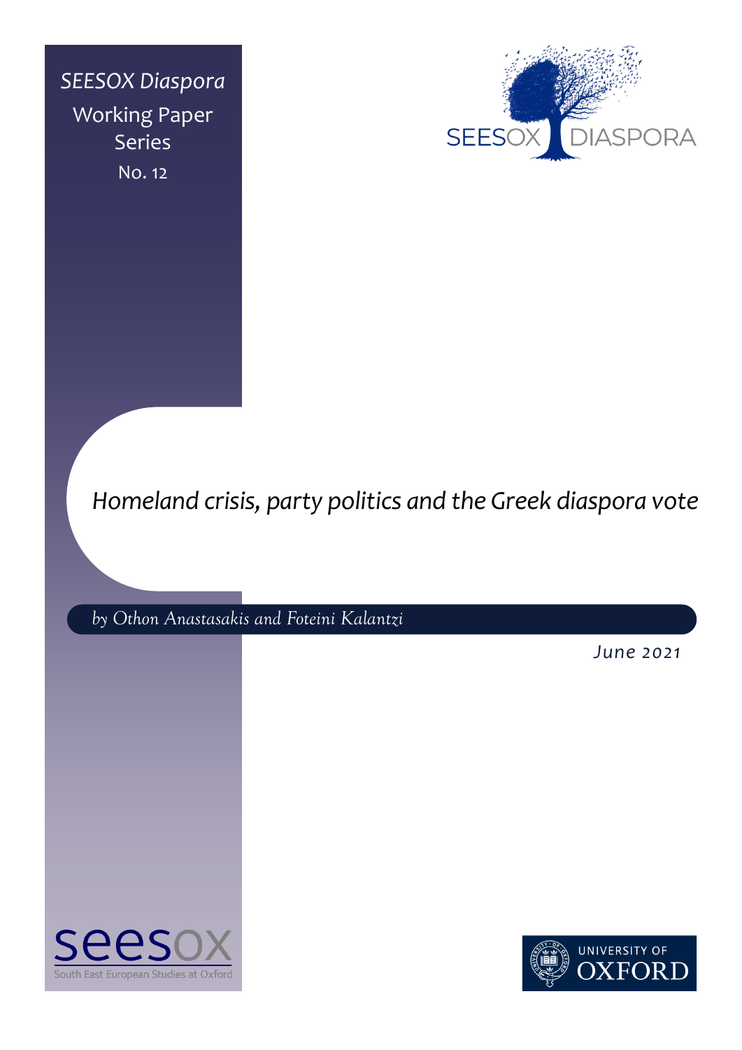*SEESOX Diaspora*

Working Paper Series

No. 12

SEESOX DIASPORA

# *Homeland crisis, party politics and the Greek diaspora vote*

*by Othon Anastasakis and Foteini Kalantzi*

*June 2021*

seesox

South East European Studies at Oxford

UNIVERSITY OF OXFORD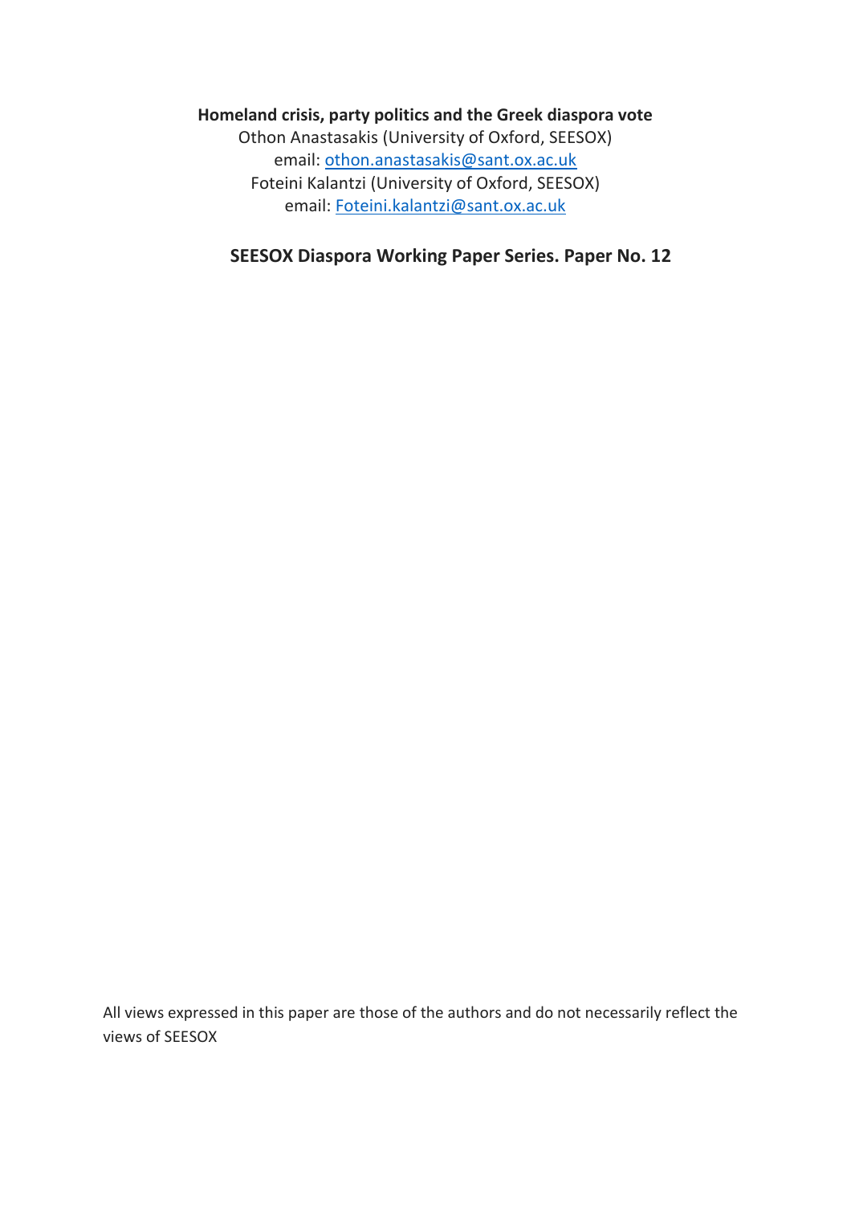**Homeland crisis, party politics and the Greek diaspora vote**

Othon Anastasakis (University of Oxford, SEESOX)
email: othon.anastasakis@sant.ox.ac.uk
Foteini Kalantzi (University of Oxford, SEESOX)
email: Foteini.kalantzi@sant.ox.ac.uk

**SEESOX Diaspora Working Paper Series. Paper No. 12**

All views expressed in this paper are those of the authors and do not necessarily reflect the views of SEESOX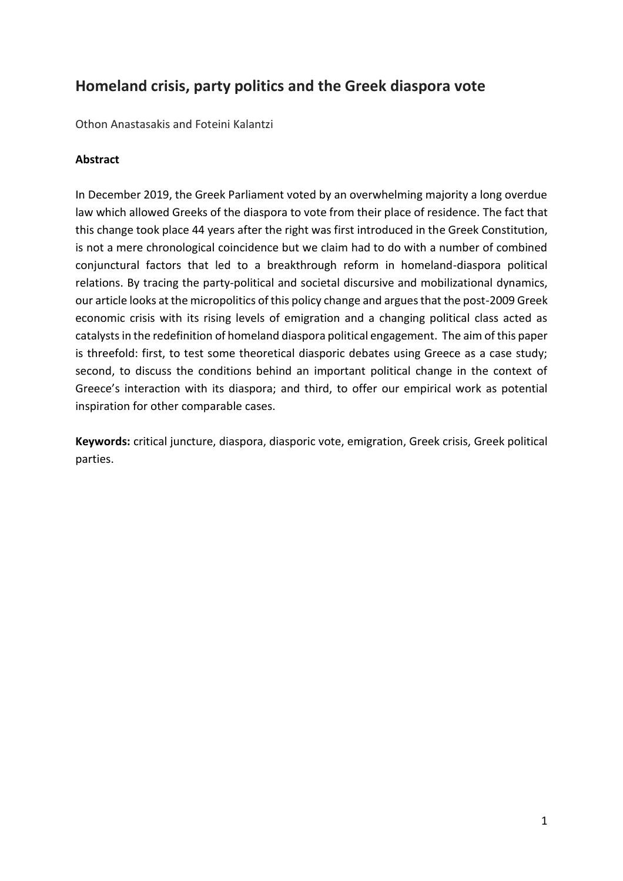## Homeland crisis, party politics and the Greek diaspora vote

Othon Anastasakis and Foteini Kalantzi

**Abstract**

In December 2019, the Greek Parliament voted by an overwhelming majority a long overdue law which allowed Greeks of the diaspora to vote from their place of residence. The fact that this change took place 44 years after the right was first introduced in the Greek Constitution, is not a mere chronological coincidence but we claim had to do with a number of combined conjunctural factors that led to a breakthrough reform in homeland-diaspora political relations. By tracing the party-political and societal discursive and mobilizational dynamics, our article looks at the micropolitics of this policy change and argues that the post-2009 Greek economic crisis with its rising levels of emigration and a changing political class acted as catalysts in the redefinition of homeland diaspora political engagement. The aim of this paper is threefold: first, to test some theoretical diasporic debates using Greece as a case study; second, to discuss the conditions behind an important political change in the context of Greece's interaction with its diaspora; and third, to offer our empirical work as potential inspiration for other comparable cases.

**Keywords:** critical juncture, diaspora, diasporic vote, emigration, Greek crisis, Greek political parties.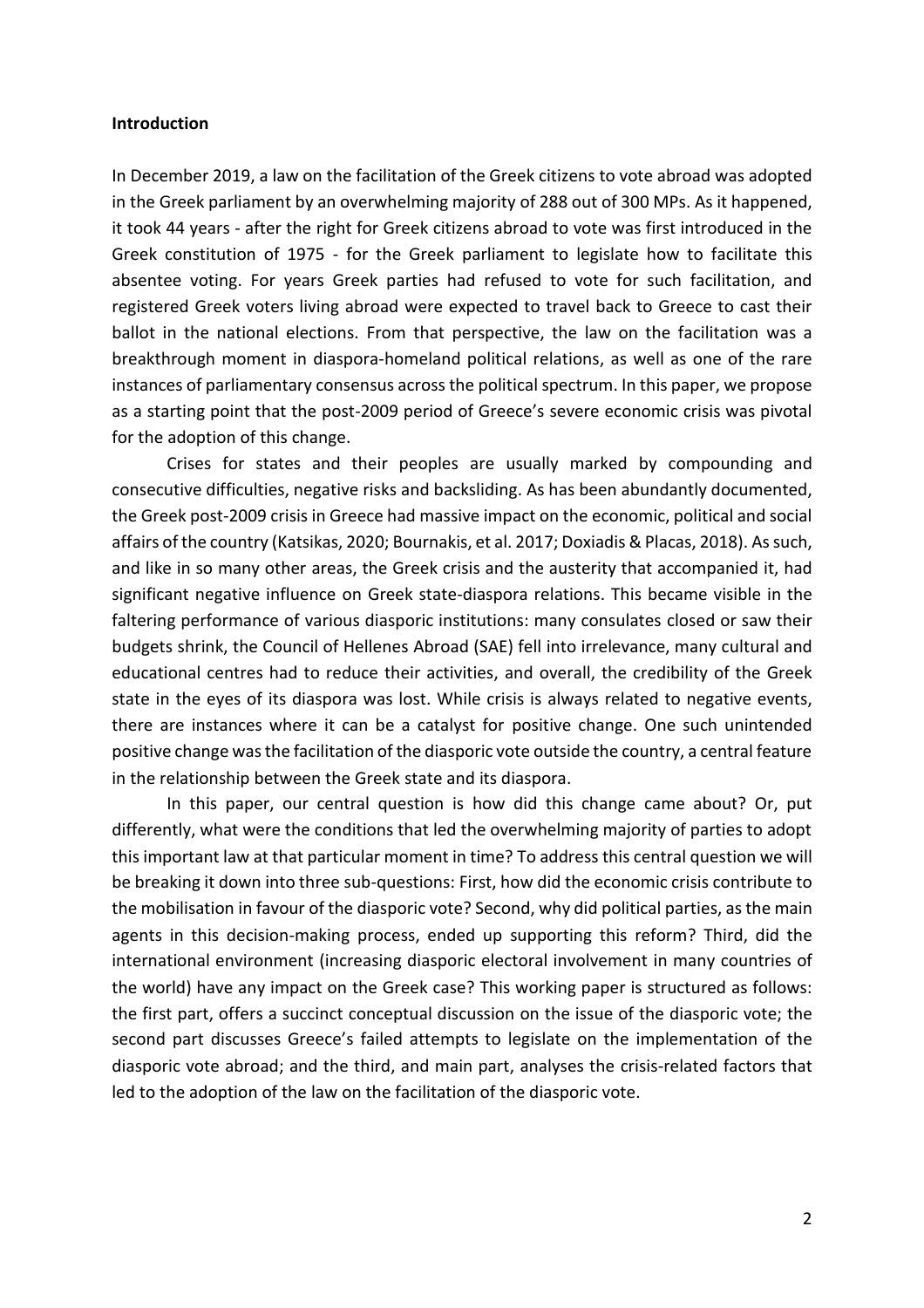**Introduction**

In December 2019, a law on the facilitation of the Greek citizens to vote abroad was adopted in the Greek parliament by an overwhelming majority of 288 out of 300 MPs. As it happened, it took 44 years - after the right for Greek citizens abroad to vote was first introduced in the Greek constitution of 1975 - for the Greek parliament to legislate how to facilitate this absentee voting. For years Greek parties had refused to vote for such facilitation, and registered Greek voters living abroad were expected to travel back to Greece to cast their ballot in the national elections. From that perspective, the law on the facilitation was a breakthrough moment in diaspora-homeland political relations, as well as one of the rare instances of parliamentary consensus across the political spectrum. In this paper, we propose as a starting point that the post-2009 period of Greece's severe economic crisis was pivotal for the adoption of this change.

Crises for states and their peoples are usually marked by compounding and consecutive difficulties, negative risks and backsliding. As has been abundantly documented, the Greek post-2009 crisis in Greece had massive impact on the economic, political and social affairs of the country (Katsikas, 2020; Bournakis, et al. 2017; Doxiadis & Placas, 2018). As such, and like in so many other areas, the Greek crisis and the austerity that accompanied it, had significant negative influence on Greek state-diaspora relations. This became visible in the faltering performance of various diasporic institutions: many consulates closed or saw their budgets shrink, the Council of Hellenes Abroad (SAE) fell into irrelevance, many cultural and educational centres had to reduce their activities, and overall, the credibility of the Greek state in the eyes of its diaspora was lost. While crisis is always related to negative events, there are instances where it can be a catalyst for positive change. One such unintended positive change was the facilitation of the diasporic vote outside the country, a central feature in the relationship between the Greek state and its diaspora.

In this paper, our central question is how did this change came about? Or, put differently, what were the conditions that led the overwhelming majority of parties to adopt this important law at that particular moment in time? To address this central question we will be breaking it down into three sub-questions: First, how did the economic crisis contribute to the mobilisation in favour of the diasporic vote? Second, why did political parties, as the main agents in this decision-making process, ended up supporting this reform? Third, did the international environment (increasing diasporic electoral involvement in many countries of the world) have any impact on the Greek case? This working paper is structured as follows: the first part, offers a succinct conceptual discussion on the issue of the diasporic vote; the second part discusses Greece's failed attempts to legislate on the implementation of the diasporic vote abroad; and the third, and main part, analyses the crisis-related factors that led to the adoption of the law on the facilitation of the diasporic vote.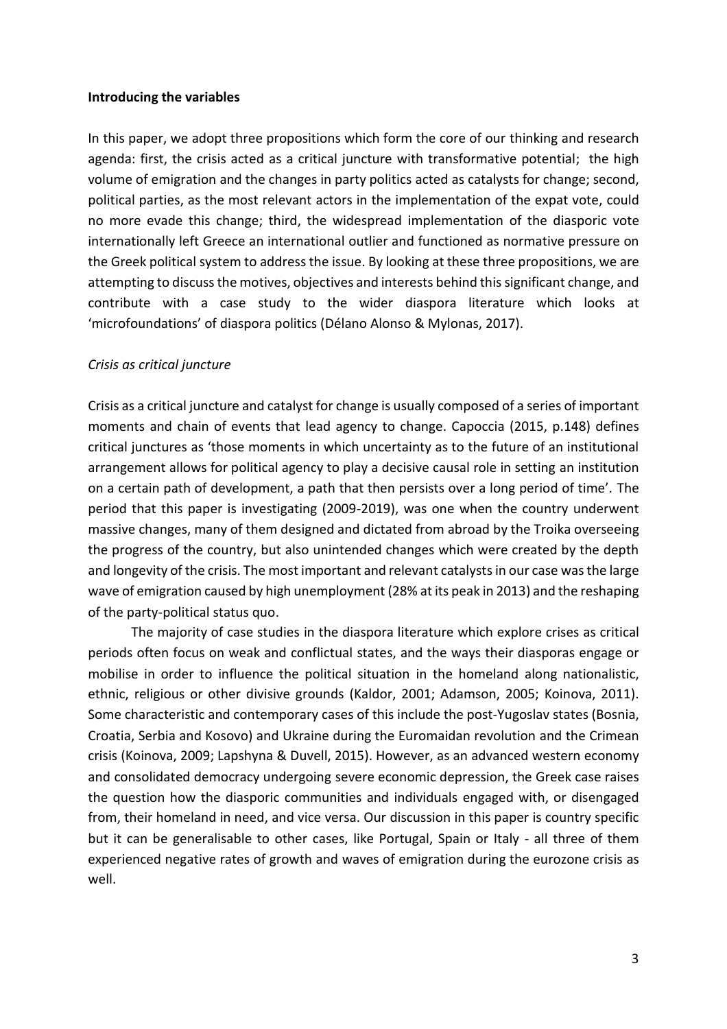**Introducing the variables**

In this paper, we adopt three propositions which form the core of our thinking and research agenda: first, the crisis acted as a critical juncture with transformative potential; the high volume of emigration and the changes in party politics acted as catalysts for change; second, political parties, as the most relevant actors in the implementation of the expat vote, could no more evade this change; third, the widespread implementation of the diasporic vote internationally left Greece an international outlier and functioned as normative pressure on the Greek political system to address the issue. By looking at these three propositions, we are attempting to discuss the motives, objectives and interests behind this significant change, and contribute with a case study to the wider diaspora literature which looks at 'microfoundations' of diaspora politics (Délano Alonso & Mylonas, 2017).

*Crisis as critical juncture*

Crisis as a critical juncture and catalyst for change is usually composed of a series of important moments and chain of events that lead agency to change. Capoccia (2015, p.148) defines critical junctures as 'those moments in which uncertainty as to the future of an institutional arrangement allows for political agency to play a decisive causal role in setting an institution on a certain path of development, a path that then persists over a long period of time'. The period that this paper is investigating (2009-2019), was one when the country underwent massive changes, many of them designed and dictated from abroad by the Troika overseeing the progress of the country, but also unintended changes which were created by the depth and longevity of the crisis. The most important and relevant catalysts in our case was the large wave of emigration caused by high unemployment (28% at its peak in 2013) and the reshaping of the party-political status quo.

The majority of case studies in the diaspora literature which explore crises as critical periods often focus on weak and conflictual states, and the ways their diasporas engage or mobilise in order to influence the political situation in the homeland along nationalistic, ethnic, religious or other divisive grounds (Kaldor, 2001; Adamson, 2005; Koinova, 2011). Some characteristic and contemporary cases of this include the post-Yugoslav states (Bosnia, Croatia, Serbia and Kosovo) and Ukraine during the Euromaidan revolution and the Crimean crisis (Koinova, 2009; Lapshyna & Duvell, 2015). However, as an advanced western economy and consolidated democracy undergoing severe economic depression, the Greek case raises the question how the diasporic communities and individuals engaged with, or disengaged from, their homeland in need, and vice versa. Our discussion in this paper is country specific but it can be generalisable to other cases, like Portugal, Spain or Italy - all three of them experienced negative rates of growth and waves of emigration during the eurozone crisis as well.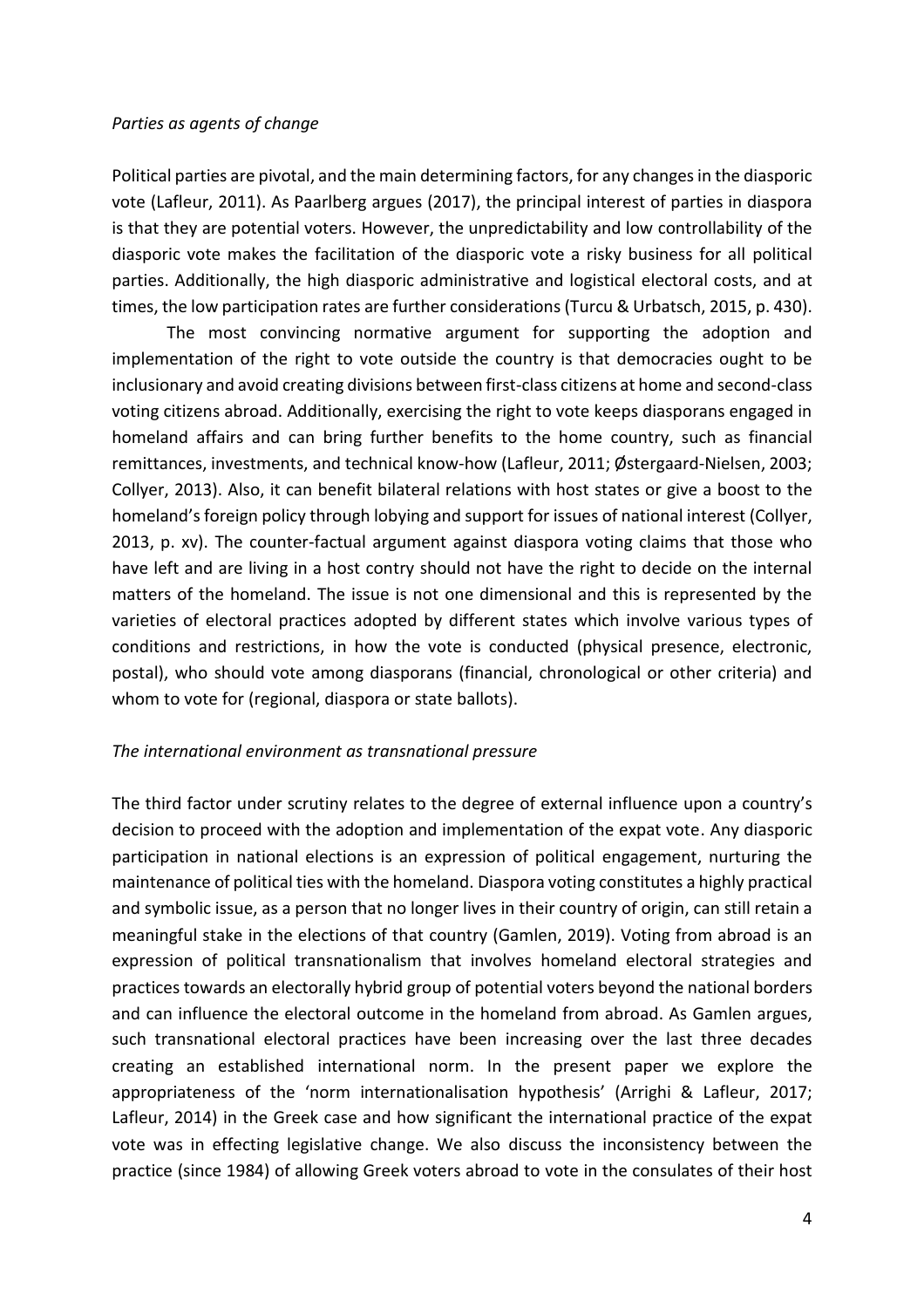*Parties as agents of change*

Political parties are pivotal, and the main determining factors, for any changes in the diasporic vote (Lafleur, 2011). As Paarlberg argues (2017), the principal interest of parties in diaspora is that they are potential voters. However, the unpredictability and low controllability of the diasporic vote makes the facilitation of the diasporic vote a risky business for all political parties. Additionally, the high diasporic administrative and logistical electoral costs, and at times, the low participation rates are further considerations (Turcu & Urbatsch, 2015, p. 430).

The most convincing normative argument for supporting the adoption and implementation of the right to vote outside the country is that democracies ought to be inclusionary and avoid creating divisions between first-class citizens at home and second-class voting citizens abroad. Additionally, exercising the right to vote keeps diasporans engaged in homeland affairs and can bring further benefits to the home country, such as financial remittances, investments, and technical know-how (Lafleur, 2011; Østergaard-Nielsen, 2003; Collyer, 2013). Also, it can benefit bilateral relations with host states or give a boost to the homeland's foreign policy through lobying and support for issues of national interest (Collyer, 2013, p. xv). The counter-factual argument against diaspora voting claims that those who have left and are living in a host contry should not have the right to decide on the internal matters of the homeland. The issue is not one dimensional and this is represented by the varieties of electoral practices adopted by different states which involve various types of conditions and restrictions, in how the vote is conducted (physical presence, electronic, postal), who should vote among diasporans (financial, chronological or other criteria) and whom to vote for (regional, diaspora or state ballots).

*The international environment as transnational pressure*

The third factor under scrutiny relates to the degree of external influence upon a country's decision to proceed with the adoption and implementation of the expat vote. Any diasporic participation in national elections is an expression of political engagement, nurturing the maintenance of political ties with the homeland. Diaspora voting constitutes a highly practical and symbolic issue, as a person that no longer lives in their country of origin, can still retain a meaningful stake in the elections of that country (Gamlen, 2019). Voting from abroad is an expression of political transnationalism that involves homeland electoral strategies and practices towards an electorally hybrid group of potential voters beyond the national borders and can influence the electoral outcome in the homeland from abroad. As Gamlen argues, such transnational electoral practices have been increasing over the last three decades creating an established international norm. In the present paper we explore the appropriateness of the 'norm internationalisation hypothesis' (Arrighi & Lafleur, 2017; Lafleur, 2014) in the Greek case and how significant the international practice of the expat vote was in effecting legislative change. We also discuss the inconsistency between the practice (since 1984) of allowing Greek voters abroad to vote in the consulates of their host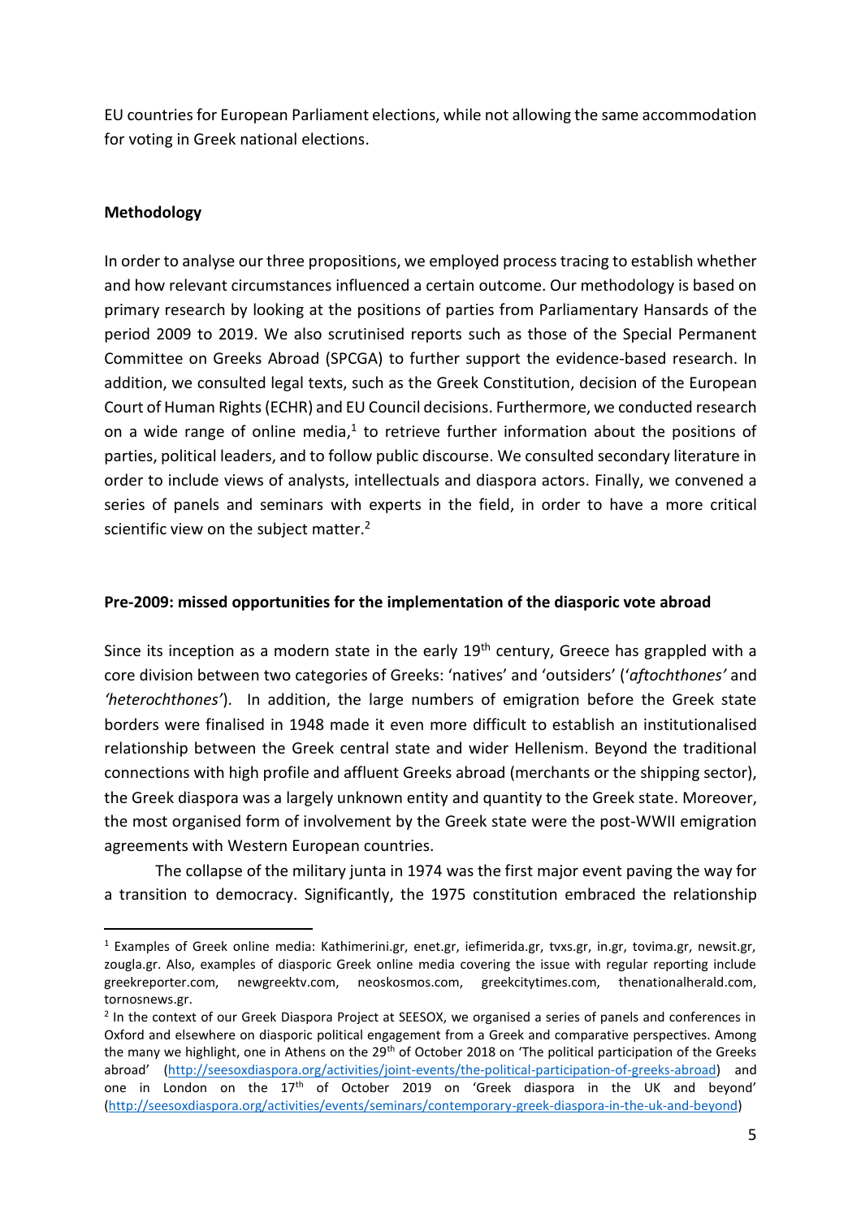EU countries for European Parliament elections, while not allowing the same accommodation for voting in Greek national elections.

**Methodology**

In order to analyse our three propositions, we employed process tracing to establish whether and how relevant circumstances influenced a certain outcome. Our methodology is based on primary research by looking at the positions of parties from Parliamentary Hansards of the period 2009 to 2019. We also scrutinised reports such as those of the Special Permanent Committee on Greeks Abroad (SPCGA) to further support the evidence-based research. In addition, we consulted legal texts, such as the Greek Constitution, decision of the European Court of Human Rights (ECHR) and EU Council decisions. Furthermore, we conducted research on a wide range of online media,[1] to retrieve further information about the positions of parties, political leaders, and to follow public discourse. We consulted secondary literature in order to include views of analysts, intellectuals and diaspora actors. Finally, we convened a series of panels and seminars with experts in the field, in order to have a more critical scientific view on the subject matter.[2]

**Pre-2009: missed opportunities for the implementation of the diasporic vote abroad**

Since its inception as a modern state in the early 19th century, Greece has grappled with a core division between two categories of Greeks: 'natives' and 'outsiders' ('*aftochthones'* and *'heterochthones'*). In addition, the large numbers of emigration before the Greek state borders were finalised in 1948 made it even more difficult to establish an institutionalised relationship between the Greek central state and wider Hellenism. Beyond the traditional connections with high profile and affluent Greeks abroad (merchants or the shipping sector), the Greek diaspora was a largely unknown entity and quantity to the Greek state. Moreover, the most organised form of involvement by the Greek state were the post-WWII emigration agreements with Western European countries.

The collapse of the military junta in 1974 was the first major event paving the way for a transition to democracy. Significantly, the 1975 constitution embraced the relationship

[1] Examples of Greek online media: Kathimerini.gr, enet.gr, iefimerida.gr, tvxs.gr, in.gr, tovima.gr, newsit.gr, zougla.gr. Also, examples of diasporic Greek online media covering the issue with regular reporting include greekreporter.com, newgreektv.com, neoskosmos.com, greekcitytimes.com, thenationalherald.com, tornosnews.gr.

[2] In the context of our Greek Diaspora Project at SEESOX, we organised a series of panels and conferences in Oxford and elsewhere on diasporic political engagement from a Greek and comparative perspectives. Among the many we highlight, one in Athens on the 29th of October 2018 on 'The political participation of the Greeks abroad' (http://seesoxdiaspora.org/activities/joint-events/the-political-participation-of-greeks-abroad) and one in London on the 17th of October 2019 on 'Greek diaspora in the UK and beyond' (http://seesoxdiaspora.org/activities/events/seminars/contemporary-greek-diaspora-in-the-uk-and-beyond)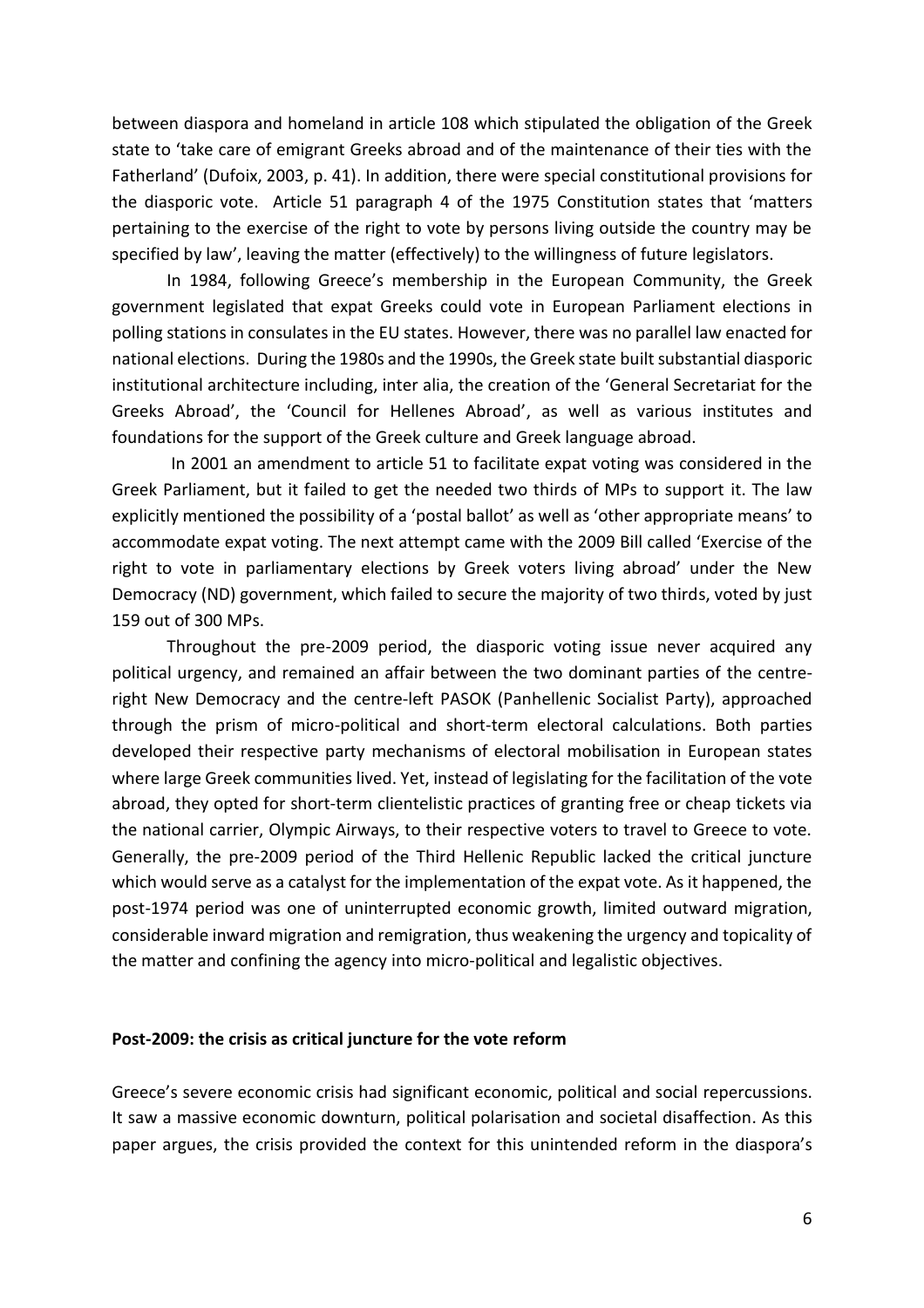between diaspora and homeland in article 108 which stipulated the obligation of the Greek state to 'take care of emigrant Greeks abroad and of the maintenance of their ties with the Fatherland' (Dufoix, 2003, p. 41). In addition, there were special constitutional provisions for the diasporic vote. Article 51 paragraph 4 of the 1975 Constitution states that 'matters pertaining to the exercise of the right to vote by persons living outside the country may be specified by law', leaving the matter (effectively) to the willingness of future legislators.

In 1984, following Greece's membership in the European Community, the Greek government legislated that expat Greeks could vote in European Parliament elections in polling stations in consulates in the EU states. However, there was no parallel law enacted for national elections. During the 1980s and the 1990s, the Greek state built substantial diasporic institutional architecture including, inter alia, the creation of the 'General Secretariat for the Greeks Abroad', the 'Council for Hellenes Abroad', as well as various institutes and foundations for the support of the Greek culture and Greek language abroad.

In 2001 an amendment to article 51 to facilitate expat voting was considered in the Greek Parliament, but it failed to get the needed two thirds of MPs to support it. The law explicitly mentioned the possibility of a 'postal ballot' as well as 'other appropriate means' to accommodate expat voting. The next attempt came with the 2009 Bill called 'Exercise of the right to vote in parliamentary elections by Greek voters living abroad' under the New Democracy (ND) government, which failed to secure the majority of two thirds, voted by just 159 out of 300 MPs.

Throughout the pre-2009 period, the diasporic voting issue never acquired any political urgency, and remained an affair between the two dominant parties of the centre-right New Democracy and the centre-left PASOK (Panhellenic Socialist Party), approached through the prism of micro-political and short-term electoral calculations. Both parties developed their respective party mechanisms of electoral mobilisation in European states where large Greek communities lived. Yet, instead of legislating for the facilitation of the vote abroad, they opted for short-term clientelistic practices of granting free or cheap tickets via the national carrier, Olympic Airways, to their respective voters to travel to Greece to vote. Generally, the pre-2009 period of the Third Hellenic Republic lacked the critical juncture which would serve as a catalyst for the implementation of the expat vote. As it happened, the post-1974 period was one of uninterrupted economic growth, limited outward migration, considerable inward migration and remigration, thus weakening the urgency and topicality of the matter and confining the agency into micro-political and legalistic objectives.

**Post-2009: the crisis as critical juncture for the vote reform**

Greece's severe economic crisis had significant economic, political and social repercussions. It saw a massive economic downturn, political polarisation and societal disaffection. As this paper argues, the crisis provided the context for this unintended reform in the diaspora's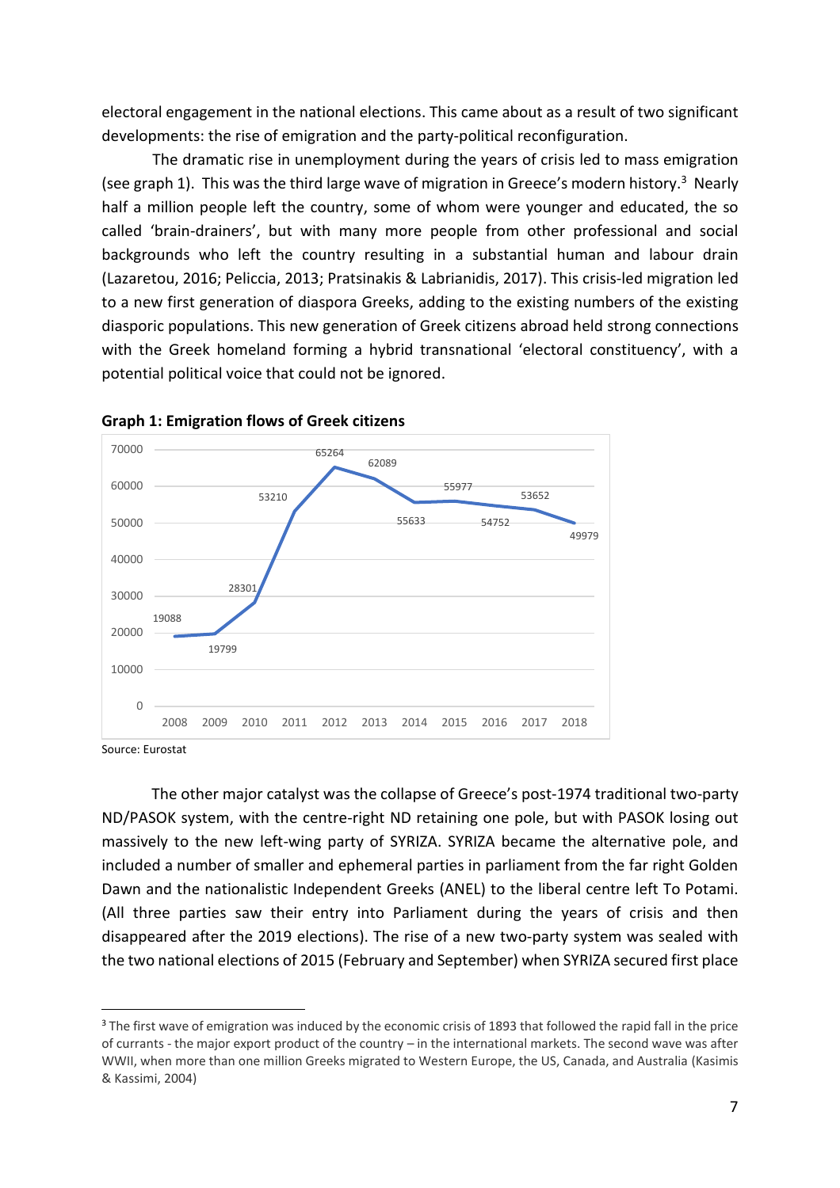electoral engagement in the national elections. This came about as a result of two significant developments: the rise of emigration and the party-political reconfiguration.

The dramatic rise in unemployment during the years of crisis led to mass emigration (see graph 1). This was the third large wave of migration in Greece's modern history.[3] Nearly half a million people left the country, some of whom were younger and educated, the so called 'brain-drainers', but with many more people from other professional and social backgrounds who left the country resulting in a substantial human and labour drain (Lazaretou, 2016; Peliccia, 2013; Pratsinakis & Labrianidis, 2017). This crisis-led migration led to a new first generation of diaspora Greeks, adding to the existing numbers of the existing diasporic populations. This new generation of Greek citizens abroad held strong connections with the Greek homeland forming a hybrid transnational 'electoral constituency', with a potential political voice that could not be ignored.

**Graph 1: Emigration flows of Greek citizens**

| Year | Emigrants |
|---|---|
| 2008 | 19088 |
| 2009 | 19799 |
| 2010 | 28301 |
| 2011 | 53210 |
| 2012 | 65264 |
| 2013 | 62089 |
| 2014 | 55633 |
| 2015 | 55977 |
| 2016 | 54752 |
| 2017 | 53652 |
| 2018 | 49979 |

Source: Eurostat

The other major catalyst was the collapse of Greece's post-1974 traditional two-party ND/PASOK system, with the centre-right ND retaining one pole, but with PASOK losing out massively to the new left-wing party of SYRIZA. SYRIZA became the alternative pole, and included a number of smaller and ephemeral parties in parliament from the far right Golden Dawn and the nationalistic Independent Greeks (ANEL) to the liberal centre left To Potami. (All three parties saw their entry into Parliament during the years of crisis and then disappeared after the 2019 elections). The rise of a new two-party system was sealed with the two national elections of 2015 (February and September) when SYRIZA secured first place

---

[3] The first wave of emigration was induced by the economic crisis of 1893 that followed the rapid fall in the price of currants - the major export product of the country – in the international markets. The second wave was after WWII, when more than one million Greeks migrated to Western Europe, the US, Canada, and Australia (Kasimis & Kassimi, 2004)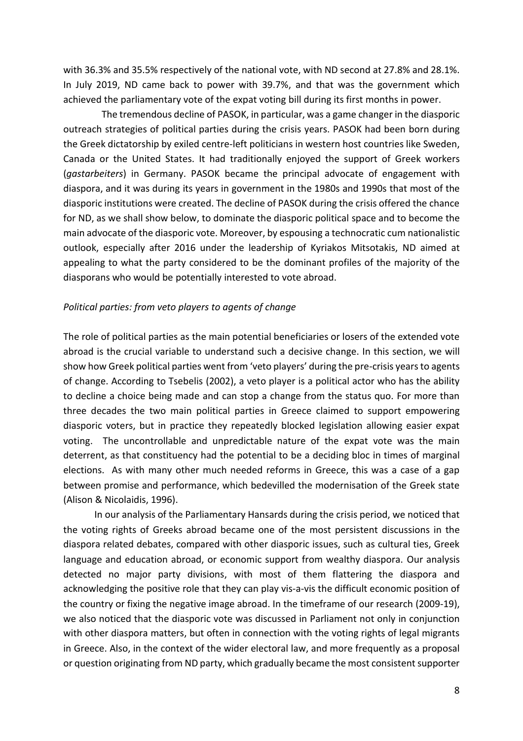with 36.3% and 35.5% respectively of the national vote, with ND second at 27.8% and 28.1%. In July 2019, ND came back to power with 39.7%, and that was the government which achieved the parliamentary vote of the expat voting bill during its first months in power.

The tremendous decline of PASOK, in particular, was a game changer in the diasporic outreach strategies of political parties during the crisis years. PASOK had been born during the Greek dictatorship by exiled centre-left politicians in western host countries like Sweden, Canada or the United States. It had traditionally enjoyed the support of Greek workers (*gastarbeiters*) in Germany. PASOK became the principal advocate of engagement with diaspora, and it was during its years in government in the 1980s and 1990s that most of the diasporic institutions were created. The decline of PASOK during the crisis offered the chance for ND, as we shall show below, to dominate the diasporic political space and to become the main advocate of the diasporic vote. Moreover, by espousing a technocratic cum nationalistic outlook, especially after 2016 under the leadership of Kyriakos Mitsotakis, ND aimed at appealing to what the party considered to be the dominant profiles of the majority of the diasporans who would be potentially interested to vote abroad.

*Political parties: from veto players to agents of change*

The role of political parties as the main potential beneficiaries or losers of the extended vote abroad is the crucial variable to understand such a decisive change. In this section, we will show how Greek political parties went from 'veto players' during the pre-crisis years to agents of change. According to Tsebelis (2002), a veto player is a political actor who has the ability to decline a choice being made and can stop a change from the status quo. For more than three decades the two main political parties in Greece claimed to support empowering diasporic voters, but in practice they repeatedly blocked legislation allowing easier expat voting. The uncontrollable and unpredictable nature of the expat vote was the main deterrent, as that constituency had the potential to be a deciding bloc in times of marginal elections. As with many other much needed reforms in Greece, this was a case of a gap between promise and performance, which bedevilled the modernisation of the Greek state (Alison & Nicolaidis, 1996).

In our analysis of the Parliamentary Hansards during the crisis period, we noticed that the voting rights of Greeks abroad became one of the most persistent discussions in the diaspora related debates, compared with other diasporic issues, such as cultural ties, Greek language and education abroad, or economic support from wealthy diaspora. Our analysis detected no major party divisions, with most of them flattering the diaspora and acknowledging the positive role that they can play vis-a-vis the difficult economic position of the country or fixing the negative image abroad. In the timeframe of our research (2009-19), we also noticed that the diasporic vote was discussed in Parliament not only in conjunction with other diaspora matters, but often in connection with the voting rights of legal migrants in Greece. Also, in the context of the wider electoral law, and more frequently as a proposal or question originating from ND party, which gradually became the most consistent supporter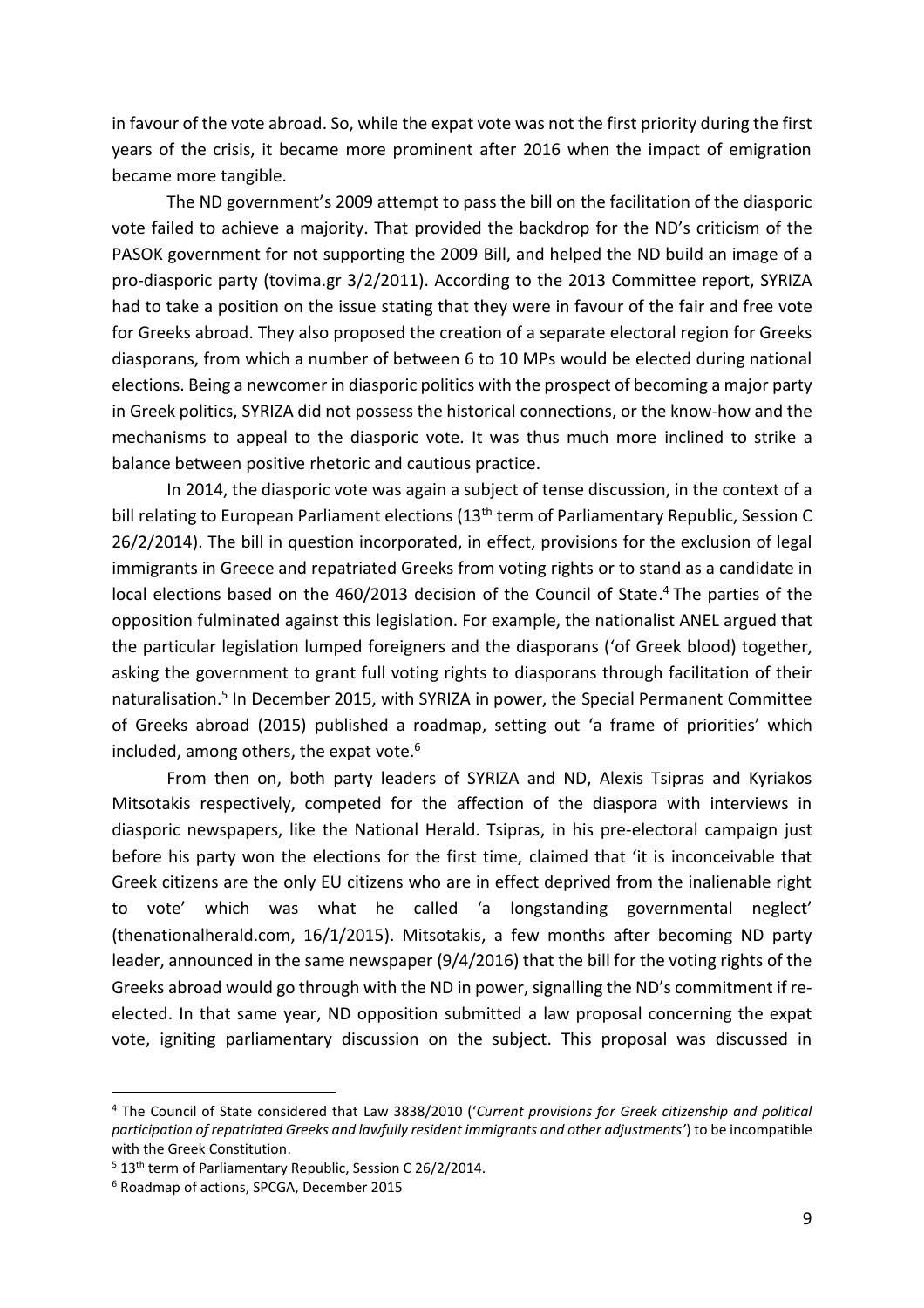in favour of the vote abroad. So, while the expat vote was not the first priority during the first years of the crisis, it became more prominent after 2016 when the impact of emigration became more tangible.

The ND government's 2009 attempt to pass the bill on the facilitation of the diasporic vote failed to achieve a majority. That provided the backdrop for the ND's criticism of the PASOK government for not supporting the 2009 Bill, and helped the ND build an image of a pro-diasporic party (tovima.gr 3/2/2011). According to the 2013 Committee report, SYRIZA had to take a position on the issue stating that they were in favour of the fair and free vote for Greeks abroad. They also proposed the creation of a separate electoral region for Greeks diasporans, from which a number of between 6 to 10 MPs would be elected during national elections. Being a newcomer in diasporic politics with the prospect of becoming a major party in Greek politics, SYRIZA did not possess the historical connections, or the know-how and the mechanisms to appeal to the diasporic vote. It was thus much more inclined to strike a balance between positive rhetoric and cautious practice.

In 2014, the diasporic vote was again a subject of tense discussion, in the context of a bill relating to European Parliament elections (13th term of Parliamentary Republic, Session C 26/2/2014). The bill in question incorporated, in effect, provisions for the exclusion of legal immigrants in Greece and repatriated Greeks from voting rights or to stand as a candidate in local elections based on the 460/2013 decision of the Council of State.[4] The parties of the opposition fulminated against this legislation. For example, the nationalist ANEL argued that the particular legislation lumped foreigners and the diasporans ('of Greek blood) together, asking the government to grant full voting rights to diasporans through facilitation of their naturalisation.[5] In December 2015, with SYRIZA in power, the Special Permanent Committee of Greeks abroad (2015) published a roadmap, setting out 'a frame of priorities' which included, among others, the expat vote.[6]

From then on, both party leaders of SYRIZA and ND, Alexis Tsipras and Kyriakos Mitsotakis respectively, competed for the affection of the diaspora with interviews in diasporic newspapers, like the National Herald. Tsipras, in his pre-electoral campaign just before his party won the elections for the first time, claimed that 'it is inconceivable that Greek citizens are the only EU citizens who are in effect deprived from the inalienable right to vote' which was what he called 'a longstanding governmental neglect' (thenationalherald.com, 16/1/2015). Mitsotakis, a few months after becoming ND party leader, announced in the same newspaper (9/4/2016) that the bill for the voting rights of the Greeks abroad would go through with the ND in power, signalling the ND's commitment if re-elected. In that same year, ND opposition submitted a law proposal concerning the expat vote, igniting parliamentary discussion on the subject. This proposal was discussed in

---

[4] The Council of State considered that Law 3838/2010 ('*Current provisions for Greek citizenship and political participation of repatriated Greeks and lawfully resident immigrants and other adjustments*') to be incompatible with the Greek Constitution.

[5] 13th term of Parliamentary Republic, Session C 26/2/2014.

[6] Roadmap of actions, SPCGA, December 2015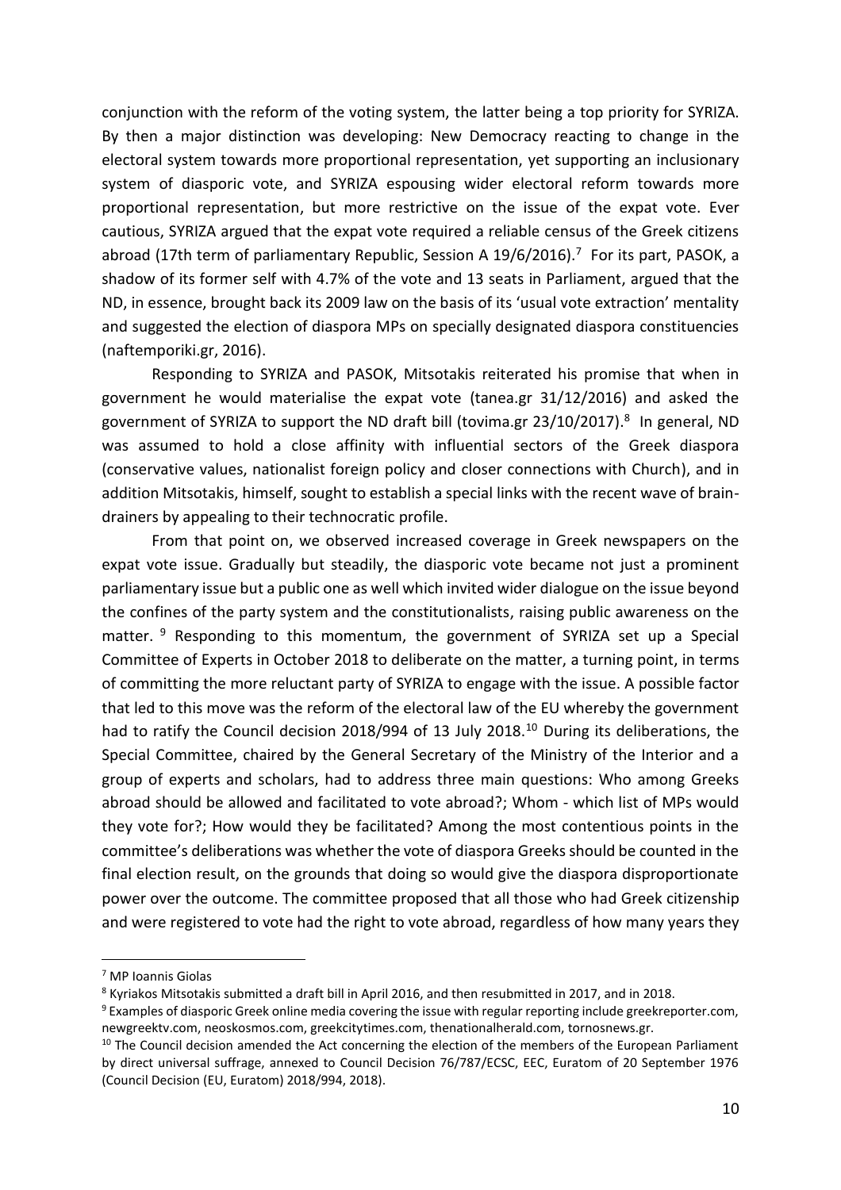conjunction with the reform of the voting system, the latter being a top priority for SYRIZA. By then a major distinction was developing: New Democracy reacting to change in the electoral system towards more proportional representation, yet supporting an inclusionary system of diasporic vote, and SYRIZA espousing wider electoral reform towards more proportional representation, but more restrictive on the issue of the expat vote. Ever cautious, SYRIZA argued that the expat vote required a reliable census of the Greek citizens abroad (17th term of parliamentary Republic, Session A 19/6/2016).[7] For its part, PASOK, a shadow of its former self with 4.7% of the vote and 13 seats in Parliament, argued that the ND, in essence, brought back its 2009 law on the basis of its 'usual vote extraction' mentality and suggested the election of diaspora MPs on specially designated diaspora constituencies (naftemporiki.gr, 2016).

Responding to SYRIZA and PASOK, Mitsotakis reiterated his promise that when in government he would materialise the expat vote (tanea.gr 31/12/2016) and asked the government of SYRIZA to support the ND draft bill (tovima.gr 23/10/2017).[8] In general, ND was assumed to hold a close affinity with influential sectors of the Greek diaspora (conservative values, nationalist foreign policy and closer connections with Church), and in addition Mitsotakis, himself, sought to establish a special links with the recent wave of brain-drainers by appealing to their technocratic profile.

From that point on, we observed increased coverage in Greek newspapers on the expat vote issue. Gradually but steadily, the diasporic vote became not just a prominent parliamentary issue but a public one as well which invited wider dialogue on the issue beyond the confines of the party system and the constitutionalists, raising public awareness on the matter.[9] Responding to this momentum, the government of SYRIZA set up a Special Committee of Experts in October 2018 to deliberate on the matter, a turning point, in terms of committing the more reluctant party of SYRIZA to engage with the issue. A possible factor that led to this move was the reform of the electoral law of the EU whereby the government had to ratify the Council decision 2018/994 of 13 July 2018.[10] During its deliberations, the Special Committee, chaired by the General Secretary of the Ministry of the Interior and a group of experts and scholars, had to address three main questions: Who among Greeks abroad should be allowed and facilitated to vote abroad?; Whom - which list of MPs would they vote for?; How would they be facilitated? Among the most contentious points in the committee's deliberations was whether the vote of diaspora Greeks should be counted in the final election result, on the grounds that doing so would give the diaspora disproportionate power over the outcome. The committee proposed that all those who had Greek citizenship and were registered to vote had the right to vote abroad, regardless of how many years they

---

[7] MP Ioannis Giolas

[8] Kyriakos Mitsotakis submitted a draft bill in April 2016, and then resubmitted in 2017, and in 2018.

[9] Examples of diasporic Greek online media covering the issue with regular reporting include greekreporter.com, newgreektv.com, neoskosmos.com, greekcitytimes.com, thenationalherald.com, tornosnews.gr.

[10] The Council decision amended the Act concerning the election of the members of the European Parliament by direct universal suffrage, annexed to Council Decision 76/787/ECSC, EEC, Euratom of 20 September 1976 (Council Decision (EU, Euratom) 2018/994, 2018).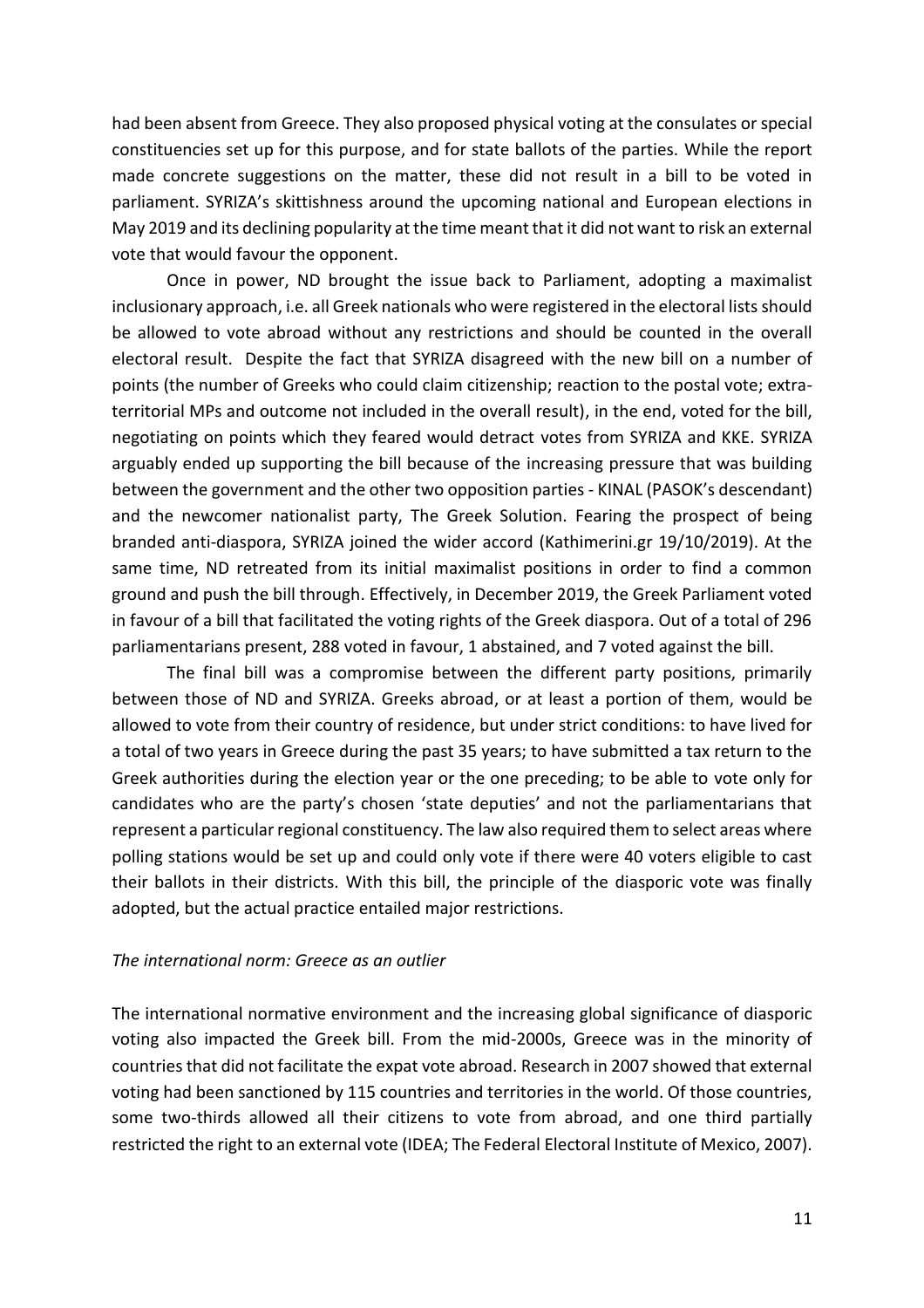had been absent from Greece. They also proposed physical voting at the consulates or special constituencies set up for this purpose, and for state ballots of the parties. While the report made concrete suggestions on the matter, these did not result in a bill to be voted in parliament. SYRIZA's skittishness around the upcoming national and European elections in May 2019 and its declining popularity at the time meant that it did not want to risk an external vote that would favour the opponent.

Once in power, ND brought the issue back to Parliament, adopting a maximalist inclusionary approach, i.e. all Greek nationals who were registered in the electoral lists should be allowed to vote abroad without any restrictions and should be counted in the overall electoral result. Despite the fact that SYRIZA disagreed with the new bill on a number of points (the number of Greeks who could claim citizenship; reaction to the postal vote; extra-territorial MPs and outcome not included in the overall result), in the end, voted for the bill, negotiating on points which they feared would detract votes from SYRIZA and KKE. SYRIZA arguably ended up supporting the bill because of the increasing pressure that was building between the government and the other two opposition parties - KINAL (PASOK's descendant) and the newcomer nationalist party, The Greek Solution. Fearing the prospect of being branded anti-diaspora, SYRIZA joined the wider accord (Kathimerini.gr 19/10/2019). At the same time, ND retreated from its initial maximalist positions in order to find a common ground and push the bill through. Effectively, in December 2019, the Greek Parliament voted in favour of a bill that facilitated the voting rights of the Greek diaspora. Out of a total of 296 parliamentarians present, 288 voted in favour, 1 abstained, and 7 voted against the bill.

The final bill was a compromise between the different party positions, primarily between those of ND and SYRIZA. Greeks abroad, or at least a portion of them, would be allowed to vote from their country of residence, but under strict conditions: to have lived for a total of two years in Greece during the past 35 years; to have submitted a tax return to the Greek authorities during the election year or the one preceding; to be able to vote only for candidates who are the party's chosen 'state deputies' and not the parliamentarians that represent a particular regional constituency. The law also required them to select areas where polling stations would be set up and could only vote if there were 40 voters eligible to cast their ballots in their districts. With this bill, the principle of the diasporic vote was finally adopted, but the actual practice entailed major restrictions.

*The international norm: Greece as an outlier*

The international normative environment and the increasing global significance of diasporic voting also impacted the Greek bill. From the mid-2000s, Greece was in the minority of countries that did not facilitate the expat vote abroad. Research in 2007 showed that external voting had been sanctioned by 115 countries and territories in the world. Of those countries, some two-thirds allowed all their citizens to vote from abroad, and one third partially restricted the right to an external vote (IDEA; The Federal Electoral Institute of Mexico, 2007).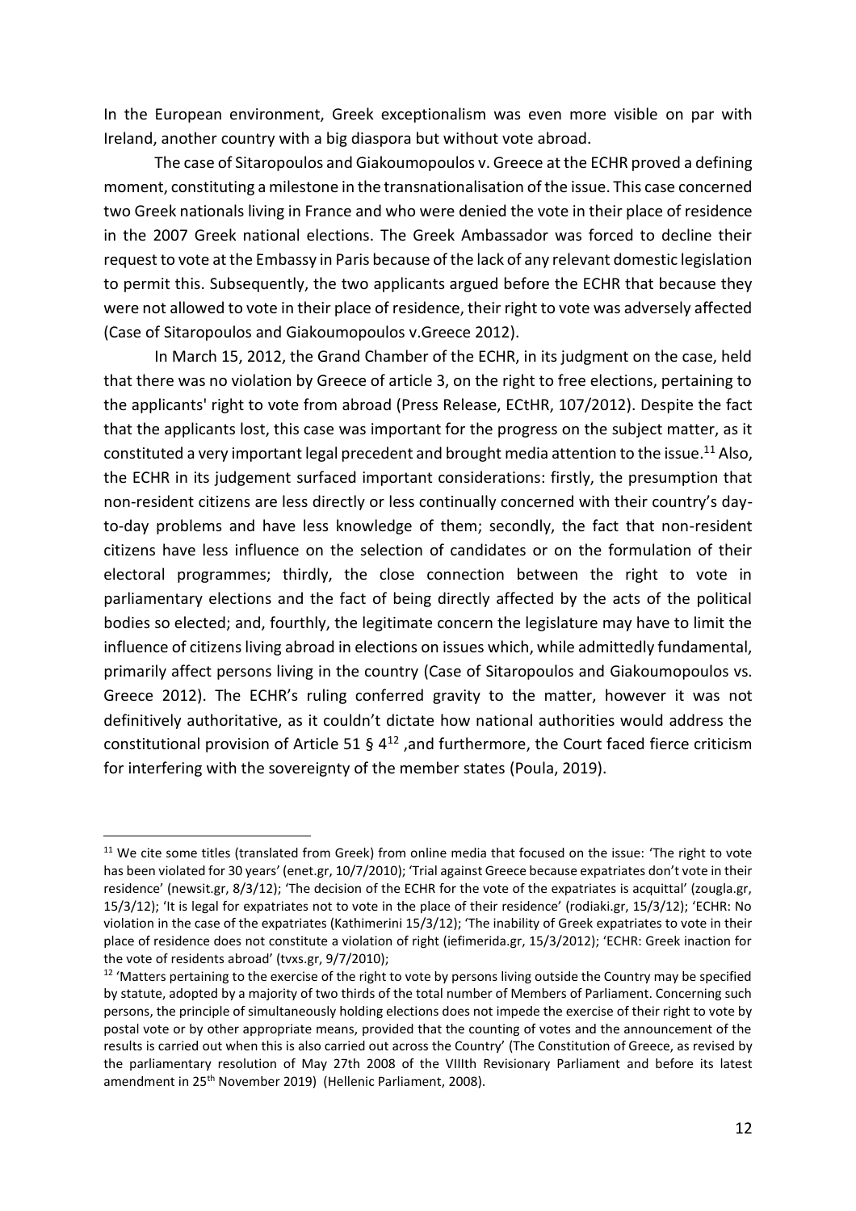In the European environment, Greek exceptionalism was even more visible on par with Ireland, another country with a big diaspora but without vote abroad.

The case of Sitaropoulos and Giakoumopoulos v. Greece at the ECHR proved a defining moment, constituting a milestone in the transnationalisation of the issue. This case concerned two Greek nationals living in France and who were denied the vote in their place of residence in the 2007 Greek national elections. The Greek Ambassador was forced to decline their request to vote at the Embassy in Paris because of the lack of any relevant domestic legislation to permit this. Subsequently, the two applicants argued before the ECHR that because they were not allowed to vote in their place of residence, their right to vote was adversely affected (Case of Sitaropoulos and Giakoumopoulos v.Greece 2012).

In March 15, 2012, the Grand Chamber of the ECHR, in its judgment on the case, held that there was no violation by Greece of article 3, on the right to free elections, pertaining to the applicants' right to vote from abroad (Press Release, ECtHR, 107/2012). Despite the fact that the applicants lost, this case was important for the progress on the subject matter, as it constituted a very important legal precedent and brought media attention to the issue.[11] Also, the ECHR in its judgement surfaced important considerations: firstly, the presumption that non-resident citizens are less directly or less continually concerned with their country's day-to-day problems and have less knowledge of them; secondly, the fact that non-resident citizens have less influence on the selection of candidates or on the formulation of their electoral programmes; thirdly, the close connection between the right to vote in parliamentary elections and the fact of being directly affected by the acts of the political bodies so elected; and, fourthly, the legitimate concern the legislature may have to limit the influence of citizens living abroad in elections on issues which, while admittedly fundamental, primarily affect persons living in the country (Case of Sitaropoulos and Giakoumopoulos vs. Greece 2012). The ECHR's ruling conferred gravity to the matter, however it was not definitively authoritative, as it couldn't dictate how national authorities would address the constitutional provision of Article 51 § 4[12] ,and furthermore, the Court faced fierce criticism for interfering with the sovereignty of the member states (Poula, 2019).

---

[11] We cite some titles (translated from Greek) from online media that focused on the issue: 'The right to vote has been violated for 30 years' (enet.gr, 10/7/2010); 'Trial against Greece because expatriates don't vote in their residence' (newsit.gr, 8/3/12); 'The decision of the ECHR for the vote of the expatriates is acquittal' (zougla.gr, 15/3/12); 'It is legal for expatriates not to vote in the place of their residence' (rodiaki.gr, 15/3/12); 'ECHR: No violation in the case of the expatriates (Kathimerini 15/3/12); 'The inability of Greek expatriates to vote in their place of residence does not constitute a violation of right (iefimerida.gr, 15/3/2012); 'ECHR: Greek inaction for the vote of residents abroad' (tvxs.gr, 9/7/2010);

[12] 'Matters pertaining to the exercise of the right to vote by persons living outside the Country may be specified by statute, adopted by a majority of two thirds of the total number of Members of Parliament. Concerning such persons, the principle of simultaneously holding elections does not impede the exercise of their right to vote by postal vote or by other appropriate means, provided that the counting of votes and the announcement of the results is carried out when this is also carried out across the Country' (The Constitution of Greece, as revised by the parliamentary resolution of May 27th 2008 of the VIIIth Revisionary Parliament and before its latest amendment in 25th November 2019) (Hellenic Parliament, 2008).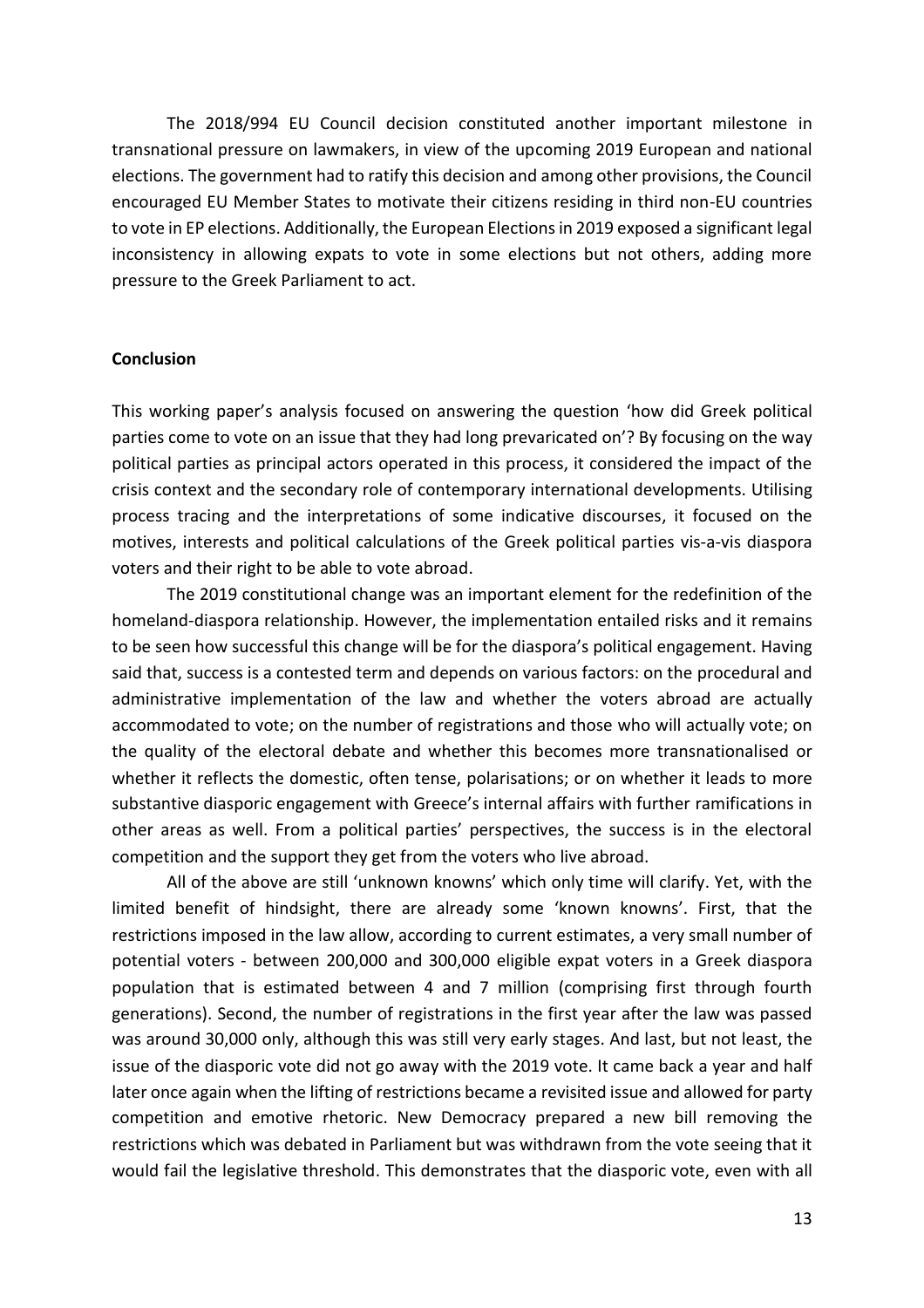The 2018/994 EU Council decision constituted another important milestone in transnational pressure on lawmakers, in view of the upcoming 2019 European and national elections. The government had to ratify this decision and among other provisions, the Council encouraged EU Member States to motivate their citizens residing in third non-EU countries to vote in EP elections. Additionally, the European Elections in 2019 exposed a significant legal inconsistency in allowing expats to vote in some elections but not others, adding more pressure to the Greek Parliament to act.

## Conclusion

This working paper's analysis focused on answering the question 'how did Greek political parties come to vote on an issue that they had long prevaricated on'? By focusing on the way political parties as principal actors operated in this process, it considered the impact of the crisis context and the secondary role of contemporary international developments. Utilising process tracing and the interpretations of some indicative discourses, it focused on the motives, interests and political calculations of the Greek political parties vis-a-vis diaspora voters and their right to be able to vote abroad.

The 2019 constitutional change was an important element for the redefinition of the homeland-diaspora relationship. However, the implementation entailed risks and it remains to be seen how successful this change will be for the diaspora's political engagement. Having said that, success is a contested term and depends on various factors: on the procedural and administrative implementation of the law and whether the voters abroad are actually accommodated to vote; on the number of registrations and those who will actually vote; on the quality of the electoral debate and whether this becomes more transnationalised or whether it reflects the domestic, often tense, polarisations; or on whether it leads to more substantive diasporic engagement with Greece's internal affairs with further ramifications in other areas as well. From a political parties' perspectives, the success is in the electoral competition and the support they get from the voters who live abroad.

All of the above are still 'unknown knowns' which only time will clarify. Yet, with the limited benefit of hindsight, there are already some 'known knowns'. First, that the restrictions imposed in the law allow, according to current estimates, a very small number of potential voters - between 200,000 and 300,000 eligible expat voters in a Greek diaspora population that is estimated between 4 and 7 million (comprising first through fourth generations). Second, the number of registrations in the first year after the law was passed was around 30,000 only, although this was still very early stages. And last, but not least, the issue of the diasporic vote did not go away with the 2019 vote. It came back a year and half later once again when the lifting of restrictions became a revisited issue and allowed for party competition and emotive rhetoric. New Democracy prepared a new bill removing the restrictions which was debated in Parliament but was withdrawn from the vote seeing that it would fail the legislative threshold. This demonstrates that the diasporic vote, even with all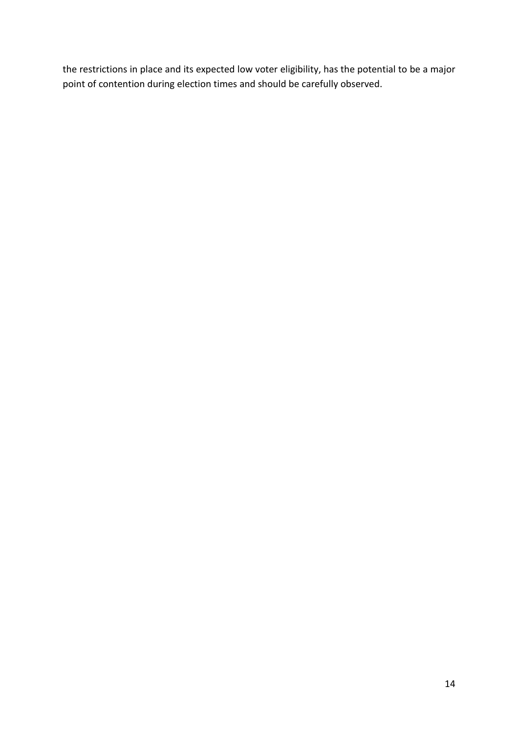the restrictions in place and its expected low voter eligibility, has the potential to be a major point of contention during election times and should be carefully observed.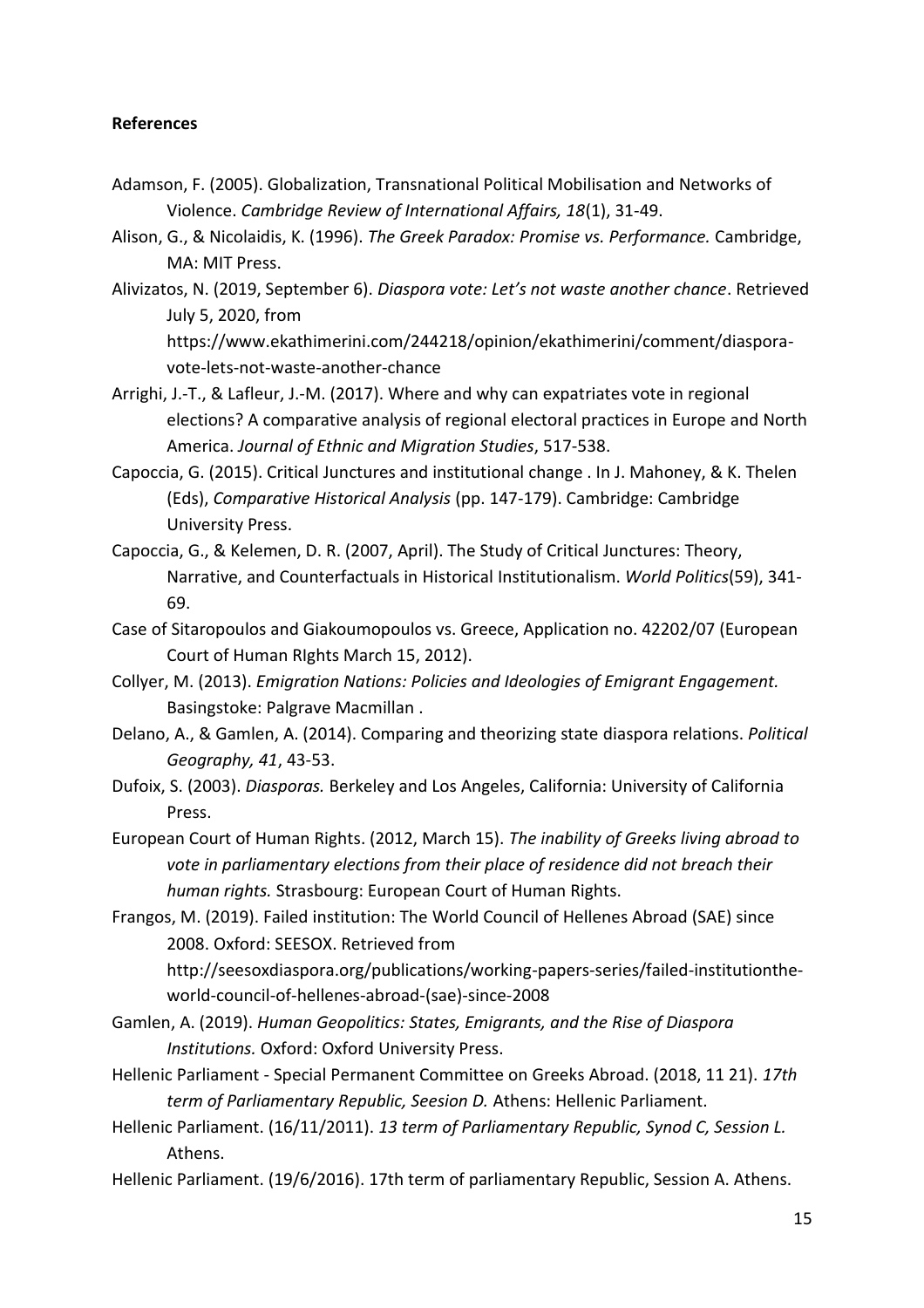**References**

Adamson, F. (2005). Globalization, Transnational Political Mobilisation and Networks of Violence. *Cambridge Review of International Affairs, 18*(1), 31-49.

Alison, G., & Nicolaidis, K. (1996). *The Greek Paradox: Promise vs. Performance.* Cambridge, MA: MIT Press.

Alivizatos, N. (2019, September 6). *Diaspora vote: Let's not waste another chance*. Retrieved July 5, 2020, from https://www.ekathimerini.com/244218/opinion/ekathimerini/comment/diaspora-vote-lets-not-waste-another-chance

Arrighi, J.-T., & Lafleur, J.-M. (2017). Where and why can expatriates vote in regional elections? A comparative analysis of regional electoral practices in Europe and North America. *Journal of Ethnic and Migration Studies*, 517-538.

Capoccia, G. (2015). Critical Junctures and institutional change . In J. Mahoney, & K. Thelen (Eds), *Comparative Historical Analysis* (pp. 147-179). Cambridge: Cambridge University Press.

Capoccia, G., & Kelemen, D. R. (2007, April). The Study of Critical Junctures: Theory, Narrative, and Counterfactuals in Historical Institutionalism. *World Politics*(59), 341-69.

Case of Sitaropoulos and Giakoumopoulos vs. Greece, Application no. 42202/07 (European Court of Human RIghts March 15, 2012).

Collyer, M. (2013). *Emigration Nations: Policies and Ideologies of Emigrant Engagement.* Basingstoke: Palgrave Macmillan .

Delano, A., & Gamlen, A. (2014). Comparing and theorizing state diaspora relations. *Political Geography, 41*, 43-53.

Dufoix, S. (2003). *Diasporas.* Berkeley and Los Angeles, California: University of California Press.

European Court of Human Rights. (2012, March 15). *The inability of Greeks living abroad to vote in parliamentary elections from their place of residence did not breach their human rights.* Strasbourg: European Court of Human Rights.

Frangos, M. (2019). Failed institution: The World Council of Hellenes Abroad (SAE) since 2008. Oxford: SEESOX. Retrieved from http://seesoxdiaspora.org/publications/working-papers-series/failed-institutionthe-world-council-of-hellenes-abroad-(sae)-since-2008

Gamlen, A. (2019). *Human Geopolitics: States, Emigrants, and the Rise of Diaspora Institutions.* Oxford: Oxford University Press.

Hellenic Parliament - Special Permanent Committee on Greeks Abroad. (2018, 11 21). *17th term of Parliamentary Republic, Seesion D.* Athens: Hellenic Parliament.

Hellenic Parliament. (16/11/2011). *13 term of Parliamentary Republic, Synod C, Session L.* Athens.

Hellenic Parliament. (19/6/2016). 17th term of parliamentary Republic, Session A. Athens.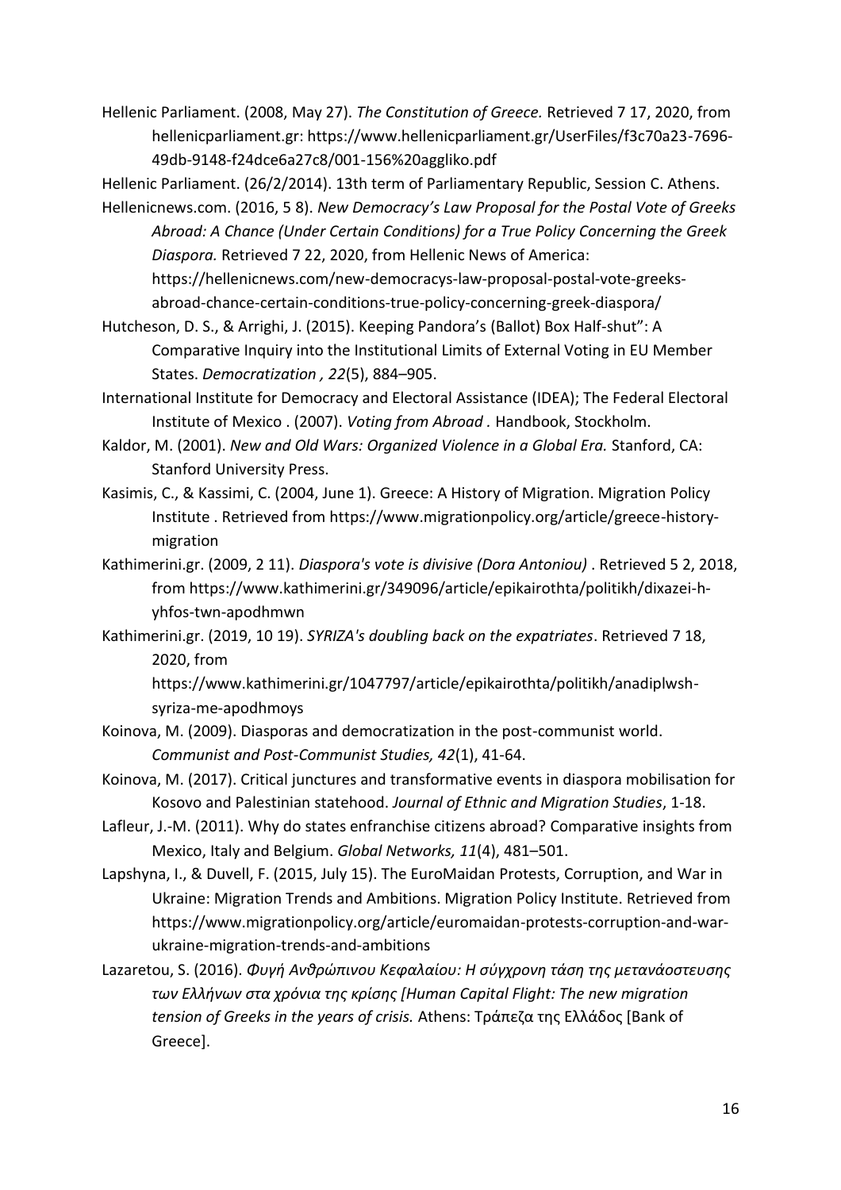Hellenic Parliament. (2008, May 27). *The Constitution of Greece.* Retrieved 7 17, 2020, from hellenicparliament.gr: https://www.hellenicparliament.gr/UserFiles/f3c70a23-7696-49db-9148-f24dce6a27c8/001-156%20aggliko.pdf

Hellenic Parliament. (26/2/2014). 13th term of Parliamentary Republic, Session C. Athens.

Hellenicnews.com. (2016, 5 8). *New Democracy's Law Proposal for the Postal Vote of Greeks Abroad: A Chance (Under Certain Conditions) for a True Policy Concerning the Greek Diaspora.* Retrieved 7 22, 2020, from Hellenic News of America: https://hellenicnews.com/new-democracys-law-proposal-postal-vote-greeks-abroad-chance-certain-conditions-true-policy-concerning-greek-diaspora/

Hutcheson, D. S., & Arrighi, J. (2015). Keeping Pandora's (Ballot) Box Half-shut": A Comparative Inquiry into the Institutional Limits of External Voting in EU Member States. *Democratization , 22*(5), 884–905.

International Institute for Democracy and Electoral Assistance (IDEA); The Federal Electoral Institute of Mexico . (2007). *Voting from Abroad .* Handbook, Stockholm.

Kaldor, M. (2001). *New and Old Wars: Organized Violence in a Global Era.* Stanford, CA: Stanford University Press.

Kasimis, C., & Kassimi, C. (2004, June 1). Greece: A History of Migration. Migration Policy Institute . Retrieved from https://www.migrationpolicy.org/article/greece-history-migration

Kathimerini.gr. (2009, 2 11). *Diaspora's vote is divisive (Dora Antoniou)* . Retrieved 5 2, 2018, from https://www.kathimerini.gr/349096/article/epikairothta/politikh/dixazei-h-yhfos-twn-apodhmwn

Kathimerini.gr. (2019, 10 19). *SYRIZA's doubling back on the expatriates*. Retrieved 7 18, 2020, from https://www.kathimerini.gr/1047797/article/epikairothta/politikh/anadiplwsh-syriza-me-apodhmoys

Koinova, M. (2009). Diasporas and democratization in the post-communist world. *Communist and Post-Communist Studies, 42*(1), 41-64.

Koinova, M. (2017). Critical junctures and transformative events in diaspora mobilisation for Kosovo and Palestinian statehood. *Journal of Ethnic and Migration Studies*, 1-18.

Lafleur, J.-M. (2011). Why do states enfranchise citizens abroad? Comparative insights from Mexico, Italy and Belgium. *Global Networks, 11*(4), 481–501.

Lapshyna, I., & Duvell, F. (2015, July 15). The EuroMaidan Protests, Corruption, and War in Ukraine: Migration Trends and Ambitions. Migration Policy Institute. Retrieved from https://www.migrationpolicy.org/article/euromaidan-protests-corruption-and-war-ukraine-migration-trends-and-ambitions

Lazaretou, S. (2016). *Φυγή Ανθρώπινου Κεφαλαίου: Η σύγχρονη τάση της μετανάστευσης των Ελλήνων στα χρόνια της κρίσης [Human Capital Flight: The new migration tension of Greeks in the years of crisis.* Athens: Τράπεζα της Ελλάδος [Bank of Greece].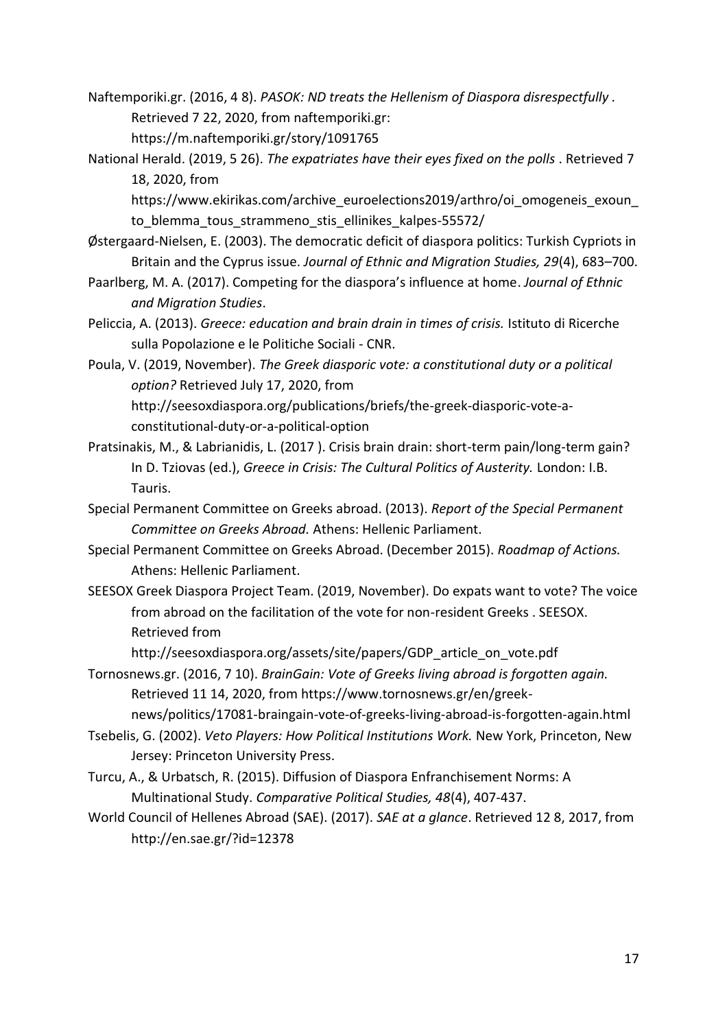Naftemporiki.gr. (2016, 4 8). *PASOK: ND treats the Hellenism of Diaspora disrespectfully* . Retrieved 7 22, 2020, from naftemporiki.gr: https://m.naftemporiki.gr/story/1091765

National Herald. (2019, 5 26). *The expatriates have their eyes fixed on the polls* . Retrieved 7 18, 2020, from https://www.ekirikas.com/archive_euroelections2019/arthro/oi_omogeneis_exoun_to_blemma_tous_strammeno_stis_ellinikes_kalpes-55572/

Østergaard-Nielsen, E. (2003). The democratic deficit of diaspora politics: Turkish Cypriots in Britain and the Cyprus issue. *Journal of Ethnic and Migration Studies, 29*(4), 683–700.

Paarlberg, M. A. (2017). Competing for the diaspora's influence at home. *Journal of Ethnic and Migration Studies*.

Peliccia, A. (2013). *Greece: education and brain drain in times of crisis.* Istituto di Ricerche sulla Popolazione e le Politiche Sociali - CNR.

Poula, V. (2019, November). *The Greek diasporic vote: a constitutional duty or a political option?* Retrieved July 17, 2020, from http://seesoxdiaspora.org/publications/briefs/the-greek-diasporic-vote-a-constitutional-duty-or-a-political-option

Pratsinakis, M., & Labrianidis, L. (2017 ). Crisis brain drain: short-term pain/long-term gain? In D. Tziovas (ed.), *Greece in Crisis: The Cultural Politics of Austerity.* London: I.B. Tauris.

Special Permanent Committee on Greeks abroad. (2013). *Report of the Special Permanent Committee on Greeks Abroad.* Athens: Hellenic Parliament.

Special Permanent Committee on Greeks Abroad. (December 2015). *Roadmap of Actions.* Athens: Hellenic Parliament.

SEESOX Greek Diaspora Project Team. (2019, November). Do expats want to vote? The voice from abroad on the facilitation of the vote for non-resident Greeks . SEESOX. Retrieved from http://seesoxdiaspora.org/assets/site/papers/GDP_article_on_vote.pdf

Tornosnews.gr. (2016, 7 10). *BrainGain: Vote of Greeks living abroad is forgotten again.* Retrieved 11 14, 2020, from https://www.tornosnews.gr/en/greek-news/politics/17081-braingain-vote-of-greeks-living-abroad-is-forgotten-again.html

Tsebelis, G. (2002). *Veto Players: How Political Institutions Work.* New York, Princeton, New Jersey: Princeton University Press.

Turcu, A., & Urbatsch, R. (2015). Diffusion of Diaspora Enfranchisement Norms: A Multinational Study. *Comparative Political Studies, 48*(4), 407-437.

World Council of Hellenes Abroad (SAE). (2017). *SAE at a glance*. Retrieved 12 8, 2017, from http://en.sae.gr/?id=12378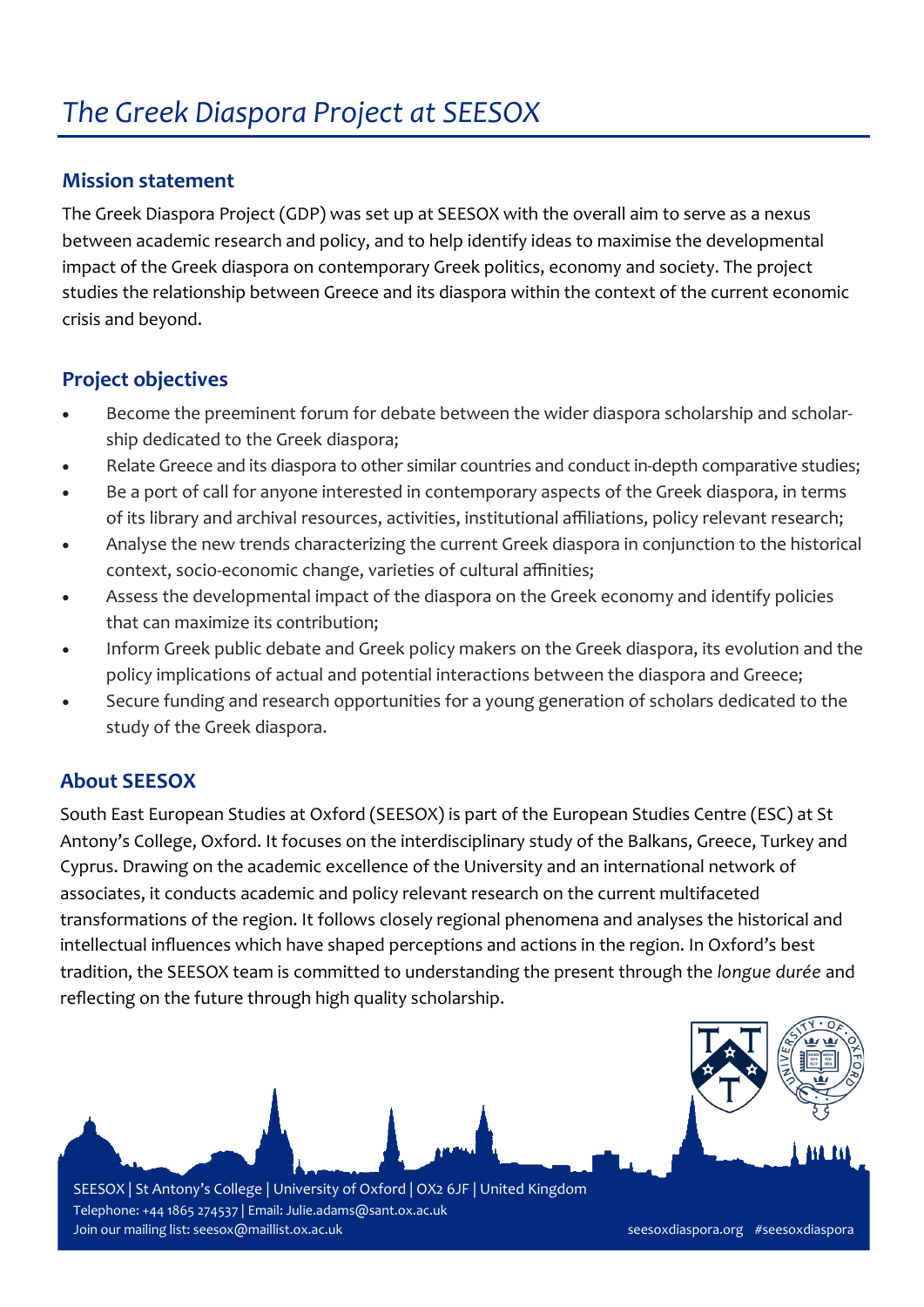# *The Greek Diaspora Project at SEESOX*

## Mission statement

The Greek Diaspora Project (GDP) was set up at SEESOX with the overall aim to serve as a nexus between academic research and policy, and to help identify ideas to maximise the developmental impact of the Greek diaspora on contemporary Greek politics, economy and society. The project studies the relationship between Greece and its diaspora within the context of the current economic crisis and beyond.

## Project objectives

- Become the preeminent forum for debate between the wider diaspora scholarship and scholarship dedicated to the Greek diaspora;
- Relate Greece and its diaspora to other similar countries and conduct in-depth comparative studies;
- Be a port of call for anyone interested in contemporary aspects of the Greek diaspora, in terms of its library and archival resources, activities, institutional affiliations, policy relevant research;
- Analyse the new trends characterizing the current Greek diaspora in conjunction to the historical context, socio-economic change, varieties of cultural affinities;
- Assess the developmental impact of the diaspora on the Greek economy and identify policies that can maximize its contribution;
- Inform Greek public debate and Greek policy makers on the Greek diaspora, its evolution and the policy implications of actual and potential interactions between the diaspora and Greece;
- Secure funding and research opportunities for a young generation of scholars dedicated to the study of the Greek diaspora.

## About SEESOX

South East European Studies at Oxford (SEESOX) is part of the European Studies Centre (ESC) at St Antony's College, Oxford. It focuses on the interdisciplinary study of the Balkans, Greece, Turkey and Cyprus. Drawing on the academic excellence of the University and an international network of associates, it conducts academic and policy relevant research on the current multifaceted transformations of the region. It follows closely regional phenomena and analyses the historical and intellectual influences which have shaped perceptions and actions in the region. In Oxford's best tradition, the SEESOX team is committed to understanding the present through the *longue durée* and reflecting on the future through high quality scholarship.

SEESOX | St Antony's College | University of Oxford | OX2 6JF | United Kingdom
Telephone: +44 1865 274537 | Email: Julie.adams@sant.ox.ac.uk
Join our mailing list: seesox@maillist.ox.ac.uk

seesoxdiaspora.org #seesoxdiaspora